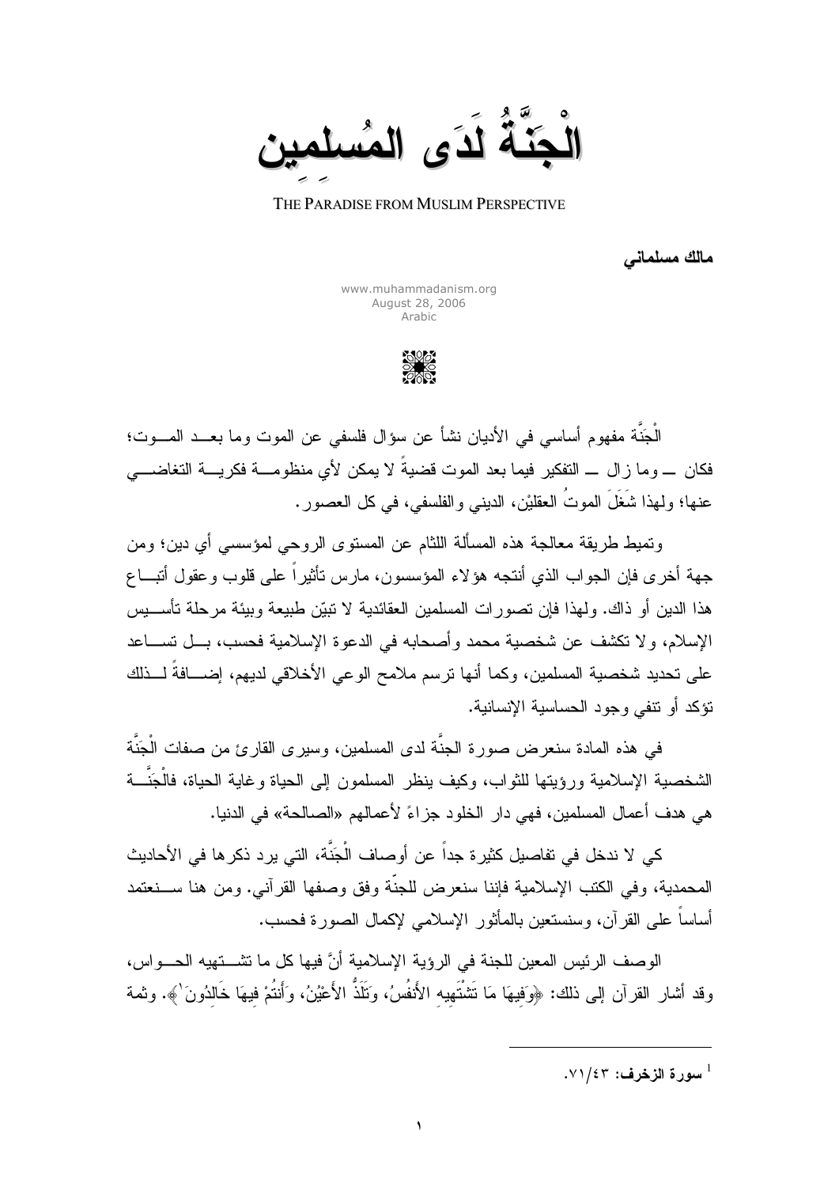# الْجَنَّةُ لَدَى المُسلِمين

THE PARADISE FROM MUSLIM PERSPECTIVE

**مالك مسلماني**

www.muhammadanism.org
August 28, 2006
Arabic

الْجَنَّة مفهوم أساسي في الأديان نشأ عن سؤال فلسفي عن الموت وما بعد الموت؛ فكان ــ وما زال ــ التفكير فيما بعد الموت قضيةً لا يمكن لأي منظومة فكرية التغاضي عنها؛ ولهذا شَغَلَ الموتُ العقليْن، الديني والفلسفي، في كل العصور.

وتميط طريقة معالجة هذه المسألة اللثام عن المستوى الروحي لمؤسسي أي دين؛ ومن جهة أخرى فإن الجواب الذي أنتجه هؤلاء المؤسسون، مارس تأثيراً على قلوب وعقول أتباع هذا الدين أو ذاك. ولهذا فإن تصورات المسلمين العقائدية لا تبيّن طبيعة وبيئة مرحلة تأسيس الإسلام، ولا تكشف عن شخصية محمد وأصحابه في الدعوة الإسلامية فحسب، بل تساعد على تحديد شخصية المسلمين، وكما أنها ترسم ملامح الوعي الأخلاقي لديهم، إضافةً لذلك تؤكد أو تنفي وجود الحساسية الإنسانية.

في هذه المادة سنعرض صورة الجنَّة لدى المسلمين، وسيرى القارئ من صفات الْجَنَّة الشخصية الإسلامية ورؤيتها للثواب، وكيف ينظر المسلمون إلى الحياة وغاية الحياة، فالْجَنَّة هي هدف أعمال المسلمين، فهي دار الخلود جزاءً لأعمالهم «الصالحة» في الدنيا.

كي لا ندخل في تفاصيل كثيرة جداً عن أوصاف الْجَنَّة، التي يرد ذكرها في الأحاديث المحمدية، وفي الكتب الإسلامية فإننا سنعرض للجنّة وفق وصفها القرآني. ومن هنا سنعتمد أساساً على القرآن، وسنستعين بالمأثور الإسلامي لإكمال الصورة فحسب.

الوصف الرئيس المعين للجنة في الرؤية الإسلامية أنَّ فيها كل ما تشتهيه الحواس، وقد أشار القرآن إلى ذلك: ﴿وَفِيهَا مَا تَشْتَهِيهِ الأَنفُسُ، وَتَلَذُّ الأَعْيُنُ، وَأَنتُمْ فِيهَا خَالِدُونَ[1]﴾. وثمة

[1] **سورة الزخرف:** ٧١/٤٣.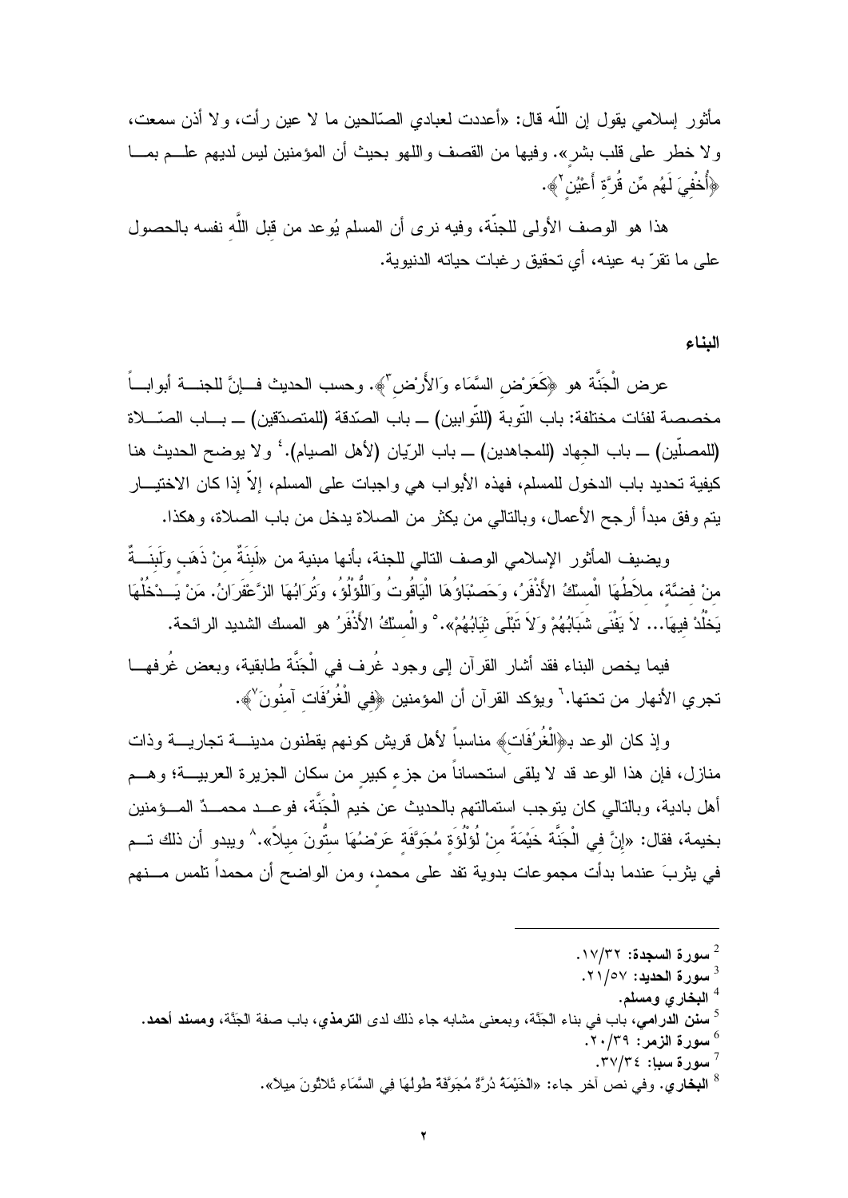مأثور إسلامي يقول إن اللّه قال: «أعددت لعبادي الصّالحين ما لا عين رأت، ولا أذن سمعت، ولا خطر على قلب بشر». وفيها من القصف واللهو بحيث أن المؤمنين ليس لديهم علم بما ﴿أُخْفِيَ لَهُم مِّن قُرَّةِ أَعْيُنٍ[2]﴾.

هذا هو الوصف الأولي للجنّة، وفيه نرى أن المسلم يُوعد من قِبل اللّهِ نفسه بالحصول على ما تقرّ به عينه، أي تحقيق رغبات حياته الدنيوية.

**البناء**

عرض الْجَنَّة هو ﴿كَعَرْضِ السَّمَاءِ وَالأَرْضِ[3]﴾. وحسب الحديث فإنَّ للجنة أبواباً مخصصة لفئات مختلفة: باب التّوبة (للتّوابين) ــ باب الصّدقة (للمتصدّقين) ــ باب الصّلاة (للمصلّين) ــ باب الجهاد (للمجاهدين) ــ باب الرّيان (لأهل الصيام).[4] ولا يوضح الحديث هنا كيفية تحديد باب الدخول للمسلم، فهذه الأبواب هي واجبات على المسلم، إلاّ إذا كان الاختيار يتم وفق مبدأ أرجح الأعمال، وبالتالي من يكثر من الصلاة يدخل من باب الصلاة، وهكذا.

ويضيف المأثور الإسلامي الوصف التالي للجنة، بأنها مبنية من «لَبِنَةٌ مِنْ ذَهَبٍ وَلَبِنَةٌ مِنْ فضَّة، ملاَطُهَا الْمِسْكُ الأَذْفَرُ، وَحَصْبَاؤُهَا الْيَاقُوتُ وَاللُّؤْلُؤُ، وَتُرَابُهَا الزَّعْفَرَانُ. مَنْ يَـدْخُلْهَا يَخْلُدْ فيهَا... لاَ يَفْنَى شَبَابُهُمْ وَلاَ تَبْلَى ثِيَابُهُمْ».[5] والْمِسْكُ الأَذْفَرُ هو المسك الشديد الرائحة.

فيما يخص البناء فقد أشار القرآن إلى وجود غُرف في الْجَنَّة طابقية، وبعض غُرفها تجري الأنهار من تحتها.[6] ويؤكد القرآن أن المؤمنين ﴿فِي الْغُرُفَاتِ آمِنُونَ[7]﴾.

وإذ كان الوعد بـ﴿الْغُرُفَاتِ﴾ مناسباً لأهل قريش كونهم يقطنون مدينة تجارية وذات منازل، فإن هذا الوعد قد لا يلقى استحساناً من جزءٍ كبيرٍ من سكان الجزيرة العربية؛ وهم أهل بادية، وبالتالي كان يتوجب استمالتهم بالحديث عن خيم الْجَنَّة، فوعد محمدٌ المؤمنين بخيمة، فقال: «إِنَّ فِي الْجَنَّةِ خَيْمَةً مِنْ لُؤْلُؤَةٍ مُجَوَّفَةٍ عَرْضُهَا سِتُّونَ ميلاً».[8] ويبدو أن ذلك تم في يثربَ عندما بدأت مجموعات بدوية تفد على محمد، ومن الواضح أن محمداً تلمس منهم

---

[2] سورة السجدة: ١٧/٣٢.
[3] سورة الحديد: ٢١/٥٧.
[4] البخاري ومسلم.
[5] سنن الدرامي، باب في بناء الجَنَّة، وبمعنى مشابه جاء ذلك لدى الترمذي، باب صفة الجَنَّة، ومسند أحمد.
[6] سورة الزمر: ٢٠/٣٩.
[7] سورة سبأ: ٣٧/٣٤.
[8] البخاري. وفي نص آخر جاء: «الخَيْمَةُ دُرَّةٌ مُجَوَّفَةٌ طُولهَا فِي السَّمَاءِ ثلاثُونَ ميلاً».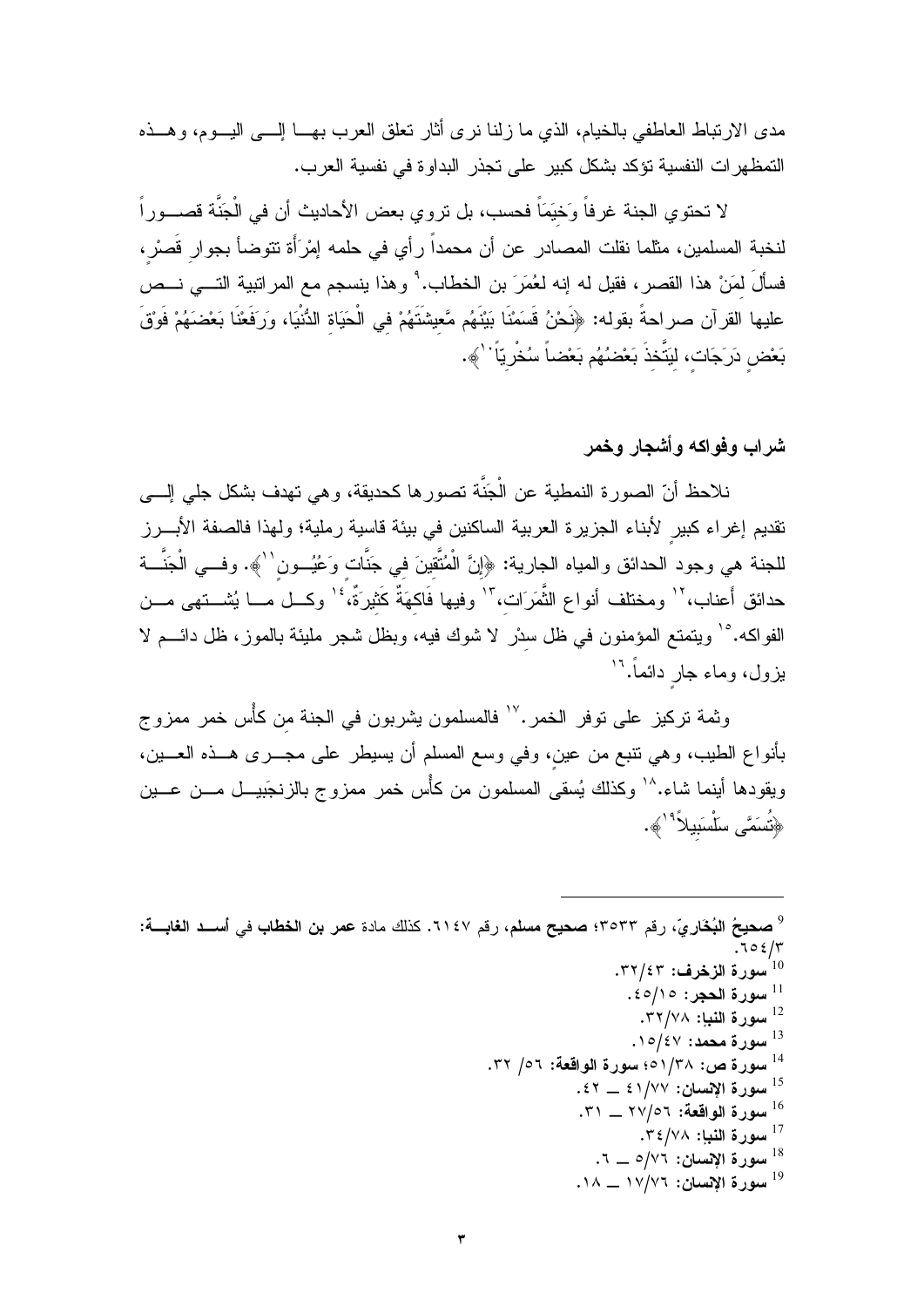مدى الارتباط العاطفي بالخيام، الذي ما زلنا نرى أثار تعلق العرب بهـا إلـى اليـوم، وهـذه التمظهرات النفسية تؤكد بشكل كبير على تجذر البداوة في نفسية العرب.

لا تحتوي الجنة غرفاً وَخيَماً فحسب، بل تروي بعض الأحاديث أن في الْجَنَّة قصـوراً لنخبة المسلمين، مثلما نقلت المصادر عن أن محمداً رأي في حلمه إمْرَأة تتوضأ بجوار قَصْرٍ، فسألَ لِمَنْ هذا القصر، فقيل له إنه لعُمَرَ بن الخطاب.[9] وهذا ينسجم مع المراتبية التـي نـص عليها القرآن صراحةً بقوله: ﴿نَحْنُ قَسَمْنَا بَيْنَهُم مَّعِيشَتَهُمْ فِي الْحَيَاةِ الدُّنْيَا، وَرَفَعْنَا بَعْضَهُمْ فَوْقَ بَعْضٍ دَرَجَاتٍ، لِيَتَّخِذَ بَعْضُهُم بَعْضاً سُخْرِيّاً[10]﴾.

### شراب وفواكه وأشجار وخمر

نلاحظ أنّ الصورة النمطية عن الْجَنَّة تصورها كحديقة، وهي تهدف بشكل جلي إلـى تقديم إغراء كبير لأبناء الجزيرة العربية الساكنين في بيئة قاسية رملية؛ ولهذا فالصفة الأبـرز للجنة هي وجود الحدائق والمياه الجارية: ﴿إِنَّ الْمُتَّقِينَ فِي جَنَّاتٍ وَعُيُـونٍ[11]﴾. وفـي الْجَنَّـة حدائق أعناب،[12] ومختلف أنواع الثَّمَرَات،[13] وفيها فَاكِهَةٌ كَثِيرَةٌ،[14] وكـل مـا يُشـتهى مـن الفواكه.[15] ويتمتع المؤمنون في ظل سِدْرٍ لا شوك فيه، وبظل شجر مليئة بالموز، ظل دائـم لا يزول، وماء جارٍ دائماً.[16]

وثمة تركيز على توفر الخمر.[17] فالمسلمون يشربون في الجنة من كأْس خمر ممزوج بأنواع الطيب، وهي تنبع من عين، وفي وسع المسلم أن يسيطر على مجـرى هـذه العـين، ويقودها أينما شاء.[18] وكذلك يُسقى المسلمون من كأْس خمر ممزوج بالزنجَبيـل مـن عـين ﴿تُسَمَّى سَلْسَبِيلاً[19]﴾.

---

[9] **صحيحُ البُخَاريّ**، رقم ٣٥٣٣؛ **صحيح مسلم**، رقم ٦١٤٧. كذلك مادة **عمر بن الخطاب** في **أسـد الغابـة**: ٦٥٤/٣.

[10] **سورة الزخرف**: ٣٢/٤٣.

[11] **سورة الحجر**: ٤٥/١٥.

[12] **سورة النبأ**: ٣٢/٧٨.

[13] **سورة محمد**: ١٥/٤٧.

[14] **سورة ص**: ٥١/٣٨؛ **سورة الواقعة**: ٥٦/ ٣٢.

[15] **سورة الإنسان**: ٤١/٧٧ ــ ٤٢.

[16] **سورة الواقعة**: ٢٧/٥٦ ــ ٣١.

[17] **سورة النبأ**: ٣٤/٧٨.

[18] **سورة الإنسان**: ٥/٧٦ ــ ٦.

[19] **سورة الإنسان**: ١٧/٧٦ ــ ١٨.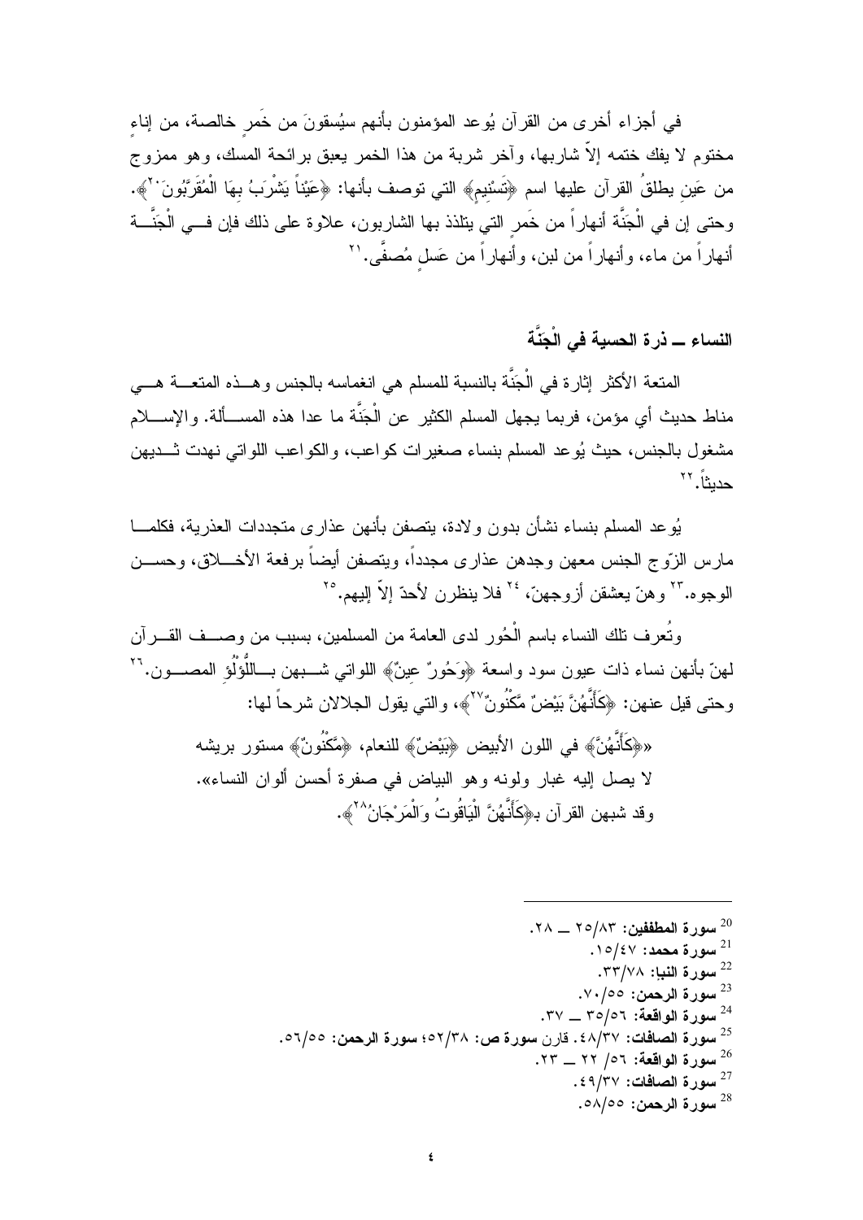في أجزاء أخرى من القرآن يُوعد المؤمنون بأنهم سيُسقونَ من خَمرٍ خالصة، من إناءٍ مختوم لا يفك ختمه إلاّ شاربها، وآخر شربة من هذا الخمر يعبق برائحة المسك، وهو ممزوج من عَينٍ يطلقُ القرآن عليها اسم ﴿تَسْنِيمٍ﴾ التي توصف بأنها: ﴿عَيْناً يَشْرَبُ بِهَا الْمُقَرَّبُونَ[20]﴾. وحتى إن في الْجَنَّة أنهاراً من خَمرٍ التي يتلذذ بها الشاربون، علاوة على ذلك فإن في الْجَنَّة أنهاراً من ماء، وأنهاراً من لبن، وأنهاراً من عَسلٍ مُصفًّى.[21]

## النساء ــ ذرة الحسية في الْجَنَّة

المتعة الأكثر إثارة في الْجَنَّة بالنسبة للمسلم هي انغماسه بالجنس وهذه المتعة هي مناط حديث أي مؤمن، فربما يجهل المسلم الكثير عن الْجَنَّة ما عدا هذه المسألة. والإسلام مشغول بالجنس، حيث يُوعد المسلم بنساء صغيرات كواعب، والكواعب اللواتي نهدت ثديهن حديثاً.[22]

يُوعد المسلم بنساء نشأن بدون ولادة، يتصفن بأنهن عذارى متجددات العذرية، فكلما مارس الزّوج الجنس معهن وجدهن عذارى مجدداً، ويتصفن أيضاً برفعة الأخلاق، وحسن الوجوه.[23] وهنّ يعشقن أزوجهنّ، [24] فلا ينظرن لأحدّ إلاّ إليهم.[25]

وتُعرف تلك النساء باسم الْحُور لدى العامة من المسلمين، بسبب من وصف القرآن لهنّ بأنهنّ نساء ذات عيون سود واسعة ﴿وَحُورٌ عِينٌ﴾ اللواتي شبهن بـاللُّؤْلُؤِ المصون.[26] وحتى قيل عنهن: ﴿كَأَنَّهُنَّ بَيْضٌ مَّكْنُونٌ[27]﴾، والتي يقول الجلالان شرحاً لها:

> «﴿كَأَنَّهُنَّ﴾ في اللون الأبيض ﴿بَيْضٌ﴾ للنعام، ﴿مَّكْنُونٌ﴾ مستور بريشه لا يصل إليه غبار ولونه وهو البياض في صفرة أحسن ألوان النساء».
> وقد شبهن القرآن بـ﴿كَأَنَّهُنَّ الْيَاقُوتُ وَالْمَرْجَانُ[28]﴾.

---

[20] **سورة المطففين:** ٨٣/٢٥ ــ ٢٨.
[21] **سورة محمد:** ٤٧/١٥.
[22] **سورة النبأ:** ٧٨/٣٣.
[23] **سورة الرحمن:** ٥٥/٧٠.
[24] **سورة الواقعة:** ٥٦/٣٥ ــ ٣٧.
[25] **سورة الصافات:** ٣٧/٤٨. قارن **سورة ص:** ٣٨/٥٢؛ **سورة الرحمن:** ٥٥/٥٦.
[26] **سورة الواقعة:** ٥٦/ ٢٢ ــ ٢٣.
[27] **سورة الصافات:** ٣٧/٤٩.
[28] **سورة الرحمن:** ٥٥/٥٨.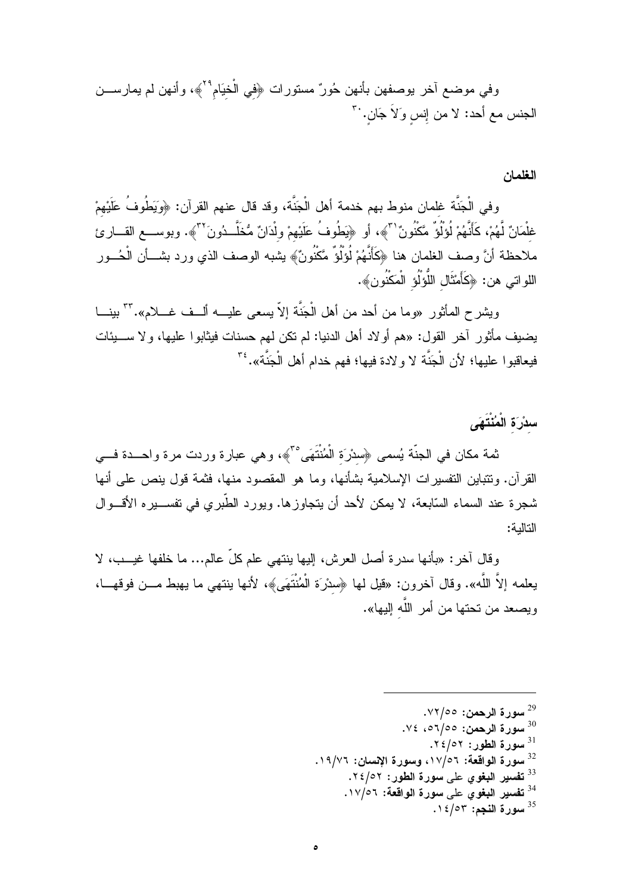وفي موضع آخر يوصفهن بأنهن حُورٌ مستورات ﴿فِي الْخِيَامِ[29]﴾، وأنهن لم يمارسن الجنس مع أحد: لا من إِنسٍ وَلاَ جَانٍ.[30]

### الغلمان

وفي الْجَنَّة غلمان منوط بهم خدمة أهل الْجَنَّة، وقد قال عنهم القرآن: ﴿وَيَطُوفُ عَلَيْهِمْ غِلْمَانٌ لَّهُمْ، كَأَنَّهُمْ لُؤْلُؤٌ مَّكْنُونٌ[31]﴾، أو ﴿يَطُوفُ عَلَيْهِمْ وِلْدَانٌ مُّخَلَّدُونَ[32]﴾. وبوسع القارئ ملاحظة أنَّ وصف الغلمان هنا ﴿كَأَنَّهُمْ لُؤْلُؤٌ مَّكْنُونٌ﴾ يشبه الوصف الذي ورد بشأن الْحُور اللواتي هن: ﴿كَأَمْثَالِ اللُّؤْلُؤِ الْمَكْنُونِ﴾.

ويشرح المأثور «وما من أحد من أهل الْجَنَّة إلاّ يسعى عليه ألف غلام».[33] بينا يضيف مأثور آخر القول: «هم أولاد أهل الدنيا: لم تكن لهم حسنات فيثابوا عليها، ولا سيئات فيعاقبوا عليها؛ لأن الْجَنَّة لا ولادة فيها؛ فهم خدام أهل الْجَنَّة».[34]

### سِدْرَة الْمُنْتَهَى

ثمة مكان في الجنّة يُسمى ﴿سِدْرَةِ الْمُنْتَهَى[35]﴾، وهي عبارة وردت مرة واحدة في القرآن. وتتباين التفسيرات الإسلامية بشأنها، وما هو المقصود منها، فثمة قول ينص على أنها شجرة عند السماء السّابعة، لا يمكن لأحد أن يتجاوزها. ويورد الطّبري في تفسيره الأقوال التالية:

وقال آخر: «بأنها سدرة أصل العرش، إليها ينتهي علم كلّ عالم... ما خلفها غيب، لا يعلمه إلاَّ اللَّه». وقال آخرون: «قيل لها ﴿سِدْرَةِ الْمُنْتَهَى﴾، لأنها ينتهي ما يهبط من فوقها، ويصعد من تحتها من أمر اللَّه إليها».

---

[29] **سورة الرحمن:** ٧٢/٥٥.
[30] **سورة الرحمن:** ٥٦/٥٥، ٧٤.
[31] **سورة الطور:** ٢٤/٥٢.
[32] **سورة الواقعة:** ١٧/٥٦، **وسورة الإنسان:** ١٩/٧٦.
[33] **تفسير البغوي** على **سورة الطور:** ٢٤/٥٢.
[34] **تفسير البغوي** على **سورة الواقعة:** ١٧/٥٦.
[35] **سورة النجم:** ١٤/٥٣.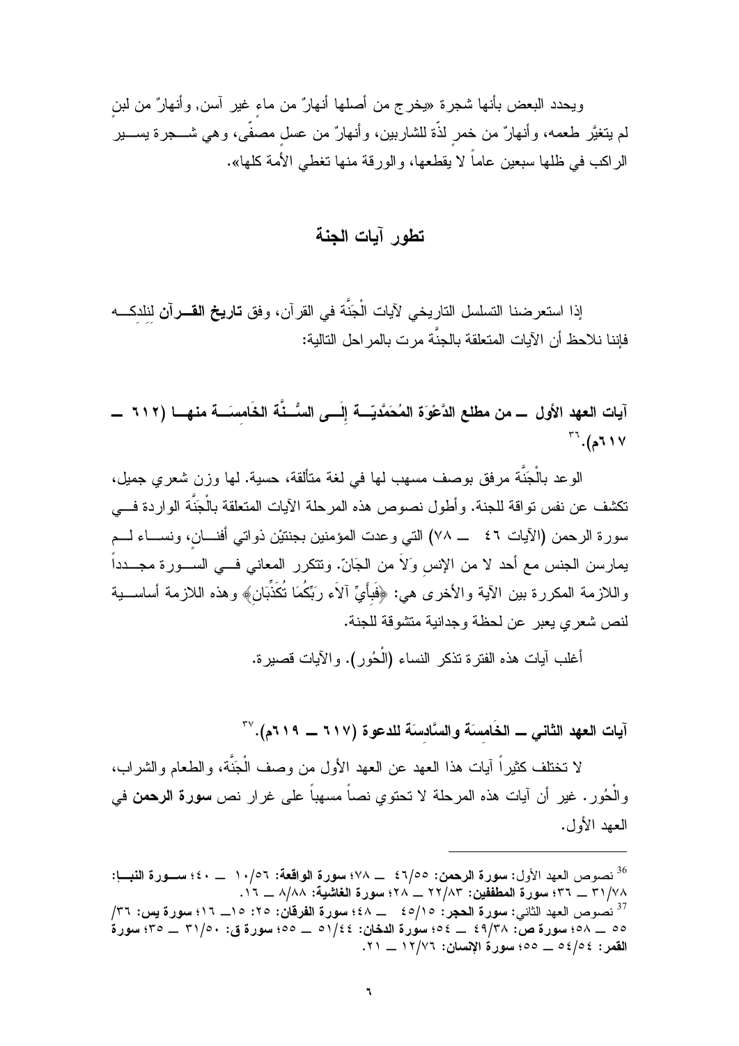ويحدد البعض بأنها شجرة «يخرج من أصلها أنهارٌ من ماءٍ غير آسن, وأنهارٌ من لبنٍ لم يتغيَّر طعمه، وأنهارٌ من خمرٍ لذّة للشاربين، وأنهارٌ من عسلٍ مصفّى، وهي شجرة يسير الراكب في ظلها سبعين عاماً لا يقطعها، والورقة منها تغطي الأمة كلها».

## تطور آيات الجنة

إذا استعرضنا التسلسل التاريخي لآيات الْجَنَّة في القرآن، وفق **تاريخ القرآن** لنلدكه فإننا نلاحظ أن الآيات المتعلقة بالجنَّة مرت بالمراحل التالية:

### آيات العهد الأول ــ من مطلع الدَّعْوَة المُحَمَّدِيّة إِلَى السُّنَّة الخَامِسَة منها (٦١٢ ــ ٦١٧م).[36]

الوعد بالْجَنَّة مرفق بوصف مسهب لها في لغة متألقة، حسية. لها وزن شعري جميل، تكشف عن نفس تواقة للجنة. وأطول نصوص هذه المرحلة الآيات المتعلقة بالْجَنَّة الواردة في سورة الرحمن (الآيات ٤٦ ــ ٧٨) التي وعدت المؤمنين بجنتيْن ذواتي أفنانٍ، ونساء لم يمارسن الجنس مع أحد لا من الإنسِ وَلاَ من الجَانّ. وتتكرر المعاني في السورة مجدداً واللازمة المكررة بين الآية والأخرى هي: ﴿فَبِأَيِّ آلاَء رَبِّكُمَا تُكَذِّبَانِ﴾ وهذه اللازمة أساسية لنص شعري يعبر عن لحظة وجدانية متشوقة للجنة.

أغلب آيات هذه الفترة تذكر النساء (الْحُور). والآيات قصيرة.

### آيات العهد الثاني ــ الخَامِسَة والسَّادِسَة للدعوة (٦١٧ ــ ٦١٩م).[37]

لا تختلف كثيراً آيات هذا العهد عن العهد الأول من وصف الْجَنَّة، والطعام والشراب، والْحُور. غير أن آيات هذه المرحلة لا تحتوي نصاً مسهباً على غرار نص **سورة الرحمن** في العهد الأول.

---

[36] نصوص العهد الأول: **سورة الرحمن:** ٤٦/٥٥ ــ ٧٨؛ **سورة الواقعة:** ١٠/٥٦ ــ ٤٠؛ **سورة النبأ:** ٣١/٧٨ ــ ٣٦؛ **سورة المطففين:** ٢٢/٨٣ ــ ٢٨؛ **سورة الغاشية:** ٨/٨٨ ــ ١٦.

[37] نصوص العهد الثاني: **سورة الحجر:** ٤٥/١٥ ــ ٤٨؛ **سورة الفرقان:** ٢٥: ١٥ــ ١٦؛ **سورة يس:** ٣٦/ ٥٥ ــ ٥٨؛ **سورة ص:** ٤٩/٣٨ ــ ٥٤؛ **سورة الدخان:** ٥١/٤٤ ــ ٥٥؛ **سورة ق:** ٣١/٥٠ ــ ٣٥؛ **سورة القمر:** ٥٤/٥٤ ــ ٥٥؛ **سورة الإنسان:** ١٢/٧٦ ــ ٢١.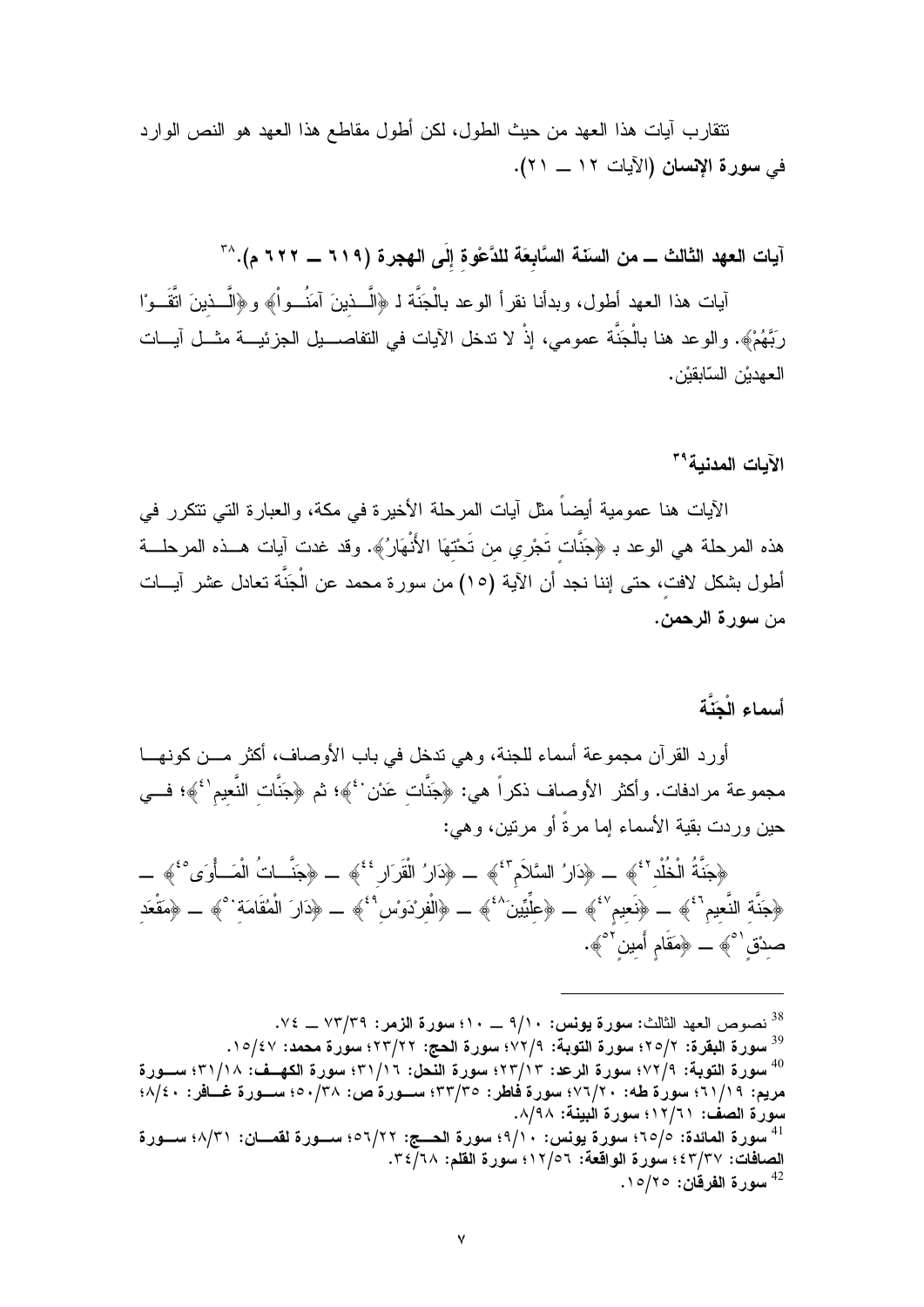تتقارب آيات هذا العهد من حيث الطول، لكن أطول مقاطع هذا العهد هو النص الوارد في **سورة الإنسان** (الآيات ١٢ ــ ٢١).

### آيات العهد الثالث ــ من السنة السابعة للدَّعْوةِ إلى الهجرة (٦١٩ ــ ٦٢٢ م).[38]

آيات هذا العهد أطول، وبدأنا نقرأ الوعد بالْجَنَّة لـ ﴿الَّذِينَ آمَنُواْ﴾ و﴿الَّذِينَ اتَّقَوْا رَبَّهُمْ﴾. والوعد هنا بالْجَنَّة عمومي، إذْ لا تدخل الآيات في التفاصيل الجزئية مثل آيات العهديْن السّابقيْن.

### الآيات المدنية[39]

الآيات هنا عمومية أيضاً مثل آيات المرحلة الأخيرة في مكة، والعبارة التي تتكرر في هذه المرحلة هي الوعد بـ ﴿جَنَّاتٍ تَجْرِي مِن تَحْتِهَا الأَنْهَارُ﴾. وقد غدت آيات هذه المرحلة أطول بشكل لافت، حتى إننا نجد أن الآية (١٥) من سورة محمد عن الْجَنَّة تعادل عشر آيات من **سورة الرحمن**.

### أسماء الْجَنَّة

أورد القرآن مجموعة أسماء للجنة، وهي تدخل في باب الأوصاف، أكثر من كونها مجموعة مرادفات. وأكثر الأوصاف ذكراً هي: ﴿جَنَّاتِ عَدْنٍ[40]﴾؛ ثم ﴿جَنَّاتِ النَّعِيمِ[41]﴾؛ في حين وردت بقية الأسماء إما مرةً أو مرتين، وهي:

﴿جَنَّةُ الْخُلْدِ[42]﴾ ــ ﴿دَارُ السَّلاَمِ[43]﴾ ــ ﴿دَارُ الْقَرَارِ[44]﴾ ــ ﴿جَنَّاتُ الْمَأْوَى[45]﴾ ــ ﴿جَنَّةِ النَّعِيمِ[46]﴾ ــ ﴿نَعِيمٍ[47]﴾ ــ ﴿عِلِّيِّينَ[48]﴾ ــ ﴿الْفِرْدَوْسِ[49]﴾ ــ ﴿دَارَ الْمُقَامَةِ[50]﴾ ــ ﴿مَقْعَدِ صِدْقٍ[51]﴾ ــ ﴿مَقَامٍ أَمِينٍ[52]﴾.

---

[38] نصوص العهد الثالث: **سورة يونس:** ٩/١٠ ــ ١٠؛ **سورة الزمر:** ٧٣/٣٩ ــ ٧٤.

[39] **سورة البقرة:** ٢٥/٢؛ **سورة التوبة:** ٧٢/٩؛ **سورة الحج:** ٢٣/٢٢؛ **سورة محمد:** ١٥/٤٧.

[40] **سورة التوبة:** ٧٢/٩؛ **سورة الرعد:** ٢٣/١٣؛ **سورة النحل:** ٣١/١٦؛ **سورة الكهف:** ٣١/١٨؛ **سورة مريم:** ٦١/١٩؛ **سورة طه:** ٧٦/٢٠؛ **سورة فاطر:** ٣٣/٣٥؛ **سورة ص:** ٥٠/٣٨؛ **سورة غافر:** ٨/٤٠؛ **سورة الصف:** ١٢/٦١؛ **سورة البينة:** ٨/٩٨.

[41] **سورة المائدة:** ٦٥/٥؛ **سورة يونس:** ٩/١٠؛ **سورة الحج:** ٥٦/٢٢؛ **سورة لقمان:** ٨/٣١؛ **سورة الصافات:** ٤٣/٣٧؛ **سورة الواقعة:** ١٢/٥٦؛ **سورة القلم:** ٣٤/٦٨.

[42] **سورة الفرقان:** ١٥/٢٥.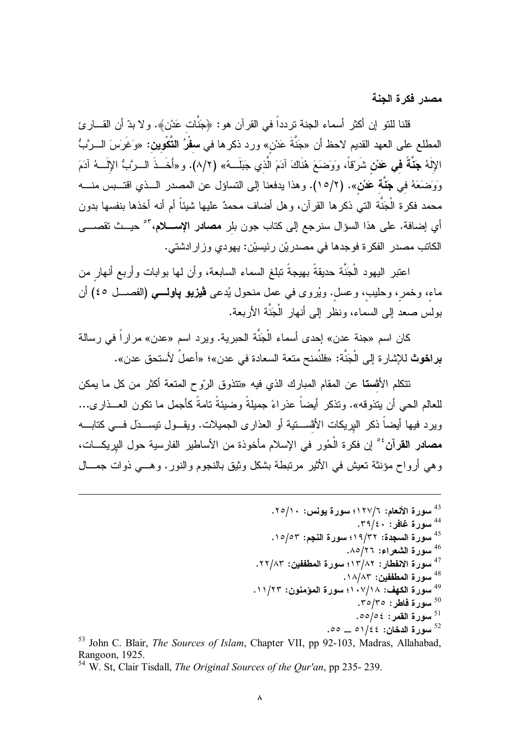**مصدر فكرة الجنة**

قلنا للتو إن أكثر أسماء الجنة تردداً في القرآن هو: ﴿جَنَّات عَدْن﴾. ولا بدّ أن القارئ المطلع على العهد القديم لاحظ أن «جَنَّةَ عَدْن» ورد ذكرها في **سفْرُ التَّكْوين**: «وَغَرَسَ الرَّبُّ الإلَهُ **جَنَّةً فِي عَدْنٍ** شَرْقاً، وَوَضَعَ هُنَاكَ آدَمَ الَّذِي جَبَلَهُ» (٢/٨). و«أَخَذَ الرَّبُّ الإلَهُ آدَمَ وَوَضَعَهُ فِي **جَنَّةِ عَدْنٍ**». (١٥/٢). وهذا يدفعنا إلى التساؤل عن المصدر الذي اقتبس منه محمد فكرة الْجَنَّة التي ذكرها القرآن، وهل أضاف محمدٌ عليها شيئاً أم أنه أخذها بنفسها بدون أي إضافة. على هذا السؤال سنرجع إلى كتاب جون بلر **مصادر الإسلام**،[53] حيث تقصى الكاتب مصدر الفكرة فوجدها في مصدريْن رئيسيْن: يهودي وزرادشتي.

اعتبر اليهود الْجَنَّة حديقةً بهيجةً تبلغ السماء السابعة، وأن لها بوابات وأربع أنهارٍ من ماء، وخمرٍ، وحليب، وعسل. ويُروى في عمل منحول يُدعى **ڤيزيو پاولي** (الفصل ٤٥) أن بولس صعد إلى السماء، ونظر إلى أنهار الْجَنَّة الأربعة.

كان اسم «جنة عدن» إحدى أسماء الْجَنَّة الحبرية. ويرد اسم «عدن» مراراً في رسالة **براخوث** للإشارة إلى الْجَنَّة: «فلنُمنح متعة السعادة في عدن»؛ «أعملُ لأستحق عدن».

تتكلم **الأڤستا** عن المقام المبارك الذي فيه «تتذوق الرّوح المتعة أكثر من كل ما يمكن للعالم الحي أن يتذوقه». وتذكر أيضاً عذراءً جميلةً وضيئةً تامةً كأجمل ما تكون العذارى... ويرد فيها أيضاً ذكر البِريكات الأڤستية أو العذارى الجميلات. ويقول تيسدل في كتابه **مصادر القرآن**[54] إن فكرة الْحُور في الإسلام مأخوذة من الأساطير الفارسية حول البِريكات، وهي أرواح مؤنثة تعيش في الأثير مرتبطة بشكل وثيق بالنجوم والنور. وهي ذوات جمال

---

[43] **سورة الأنعام**: ١٢٧/٦؛ **سورة يونس**: ٢٥/١٠.

[44] **سورة غافر**: ٣٩/٤٠.

[45] **سورة السجدة**: ١٩/٣٢؛ **سورة النجم**: ١٥/٥٣.

[46] **سورة الشعراء**: ٨٥/٢٦.

[47] **سورة الانفطار**: ١٣/٨٢؛ **سورة المطففين**: ٢٢/٨٣.

[48] **سورة المطففين**: ١٨/٨٣.

[49] **سورة الكهف**: ١٠٧/١٨؛ **سورة المؤمنون**: ١١/٢٣.

[50] **سورة فاطر**: ٣٥/٣٥.

[51] **سورة القمر**: ٥٥/٥٤.

[52] **سورة الدخان**: ٥١/٤٤ ــ ٥٥.

[53] John C. Blair, *The Sources of Islam*, Chapter VII, pp 92-103, Madras, Allahabad, Rangoon, 1925.

[54] W. St, Clair Tisdall, *The Original Sources of the Qur'an*, pp 235- 239.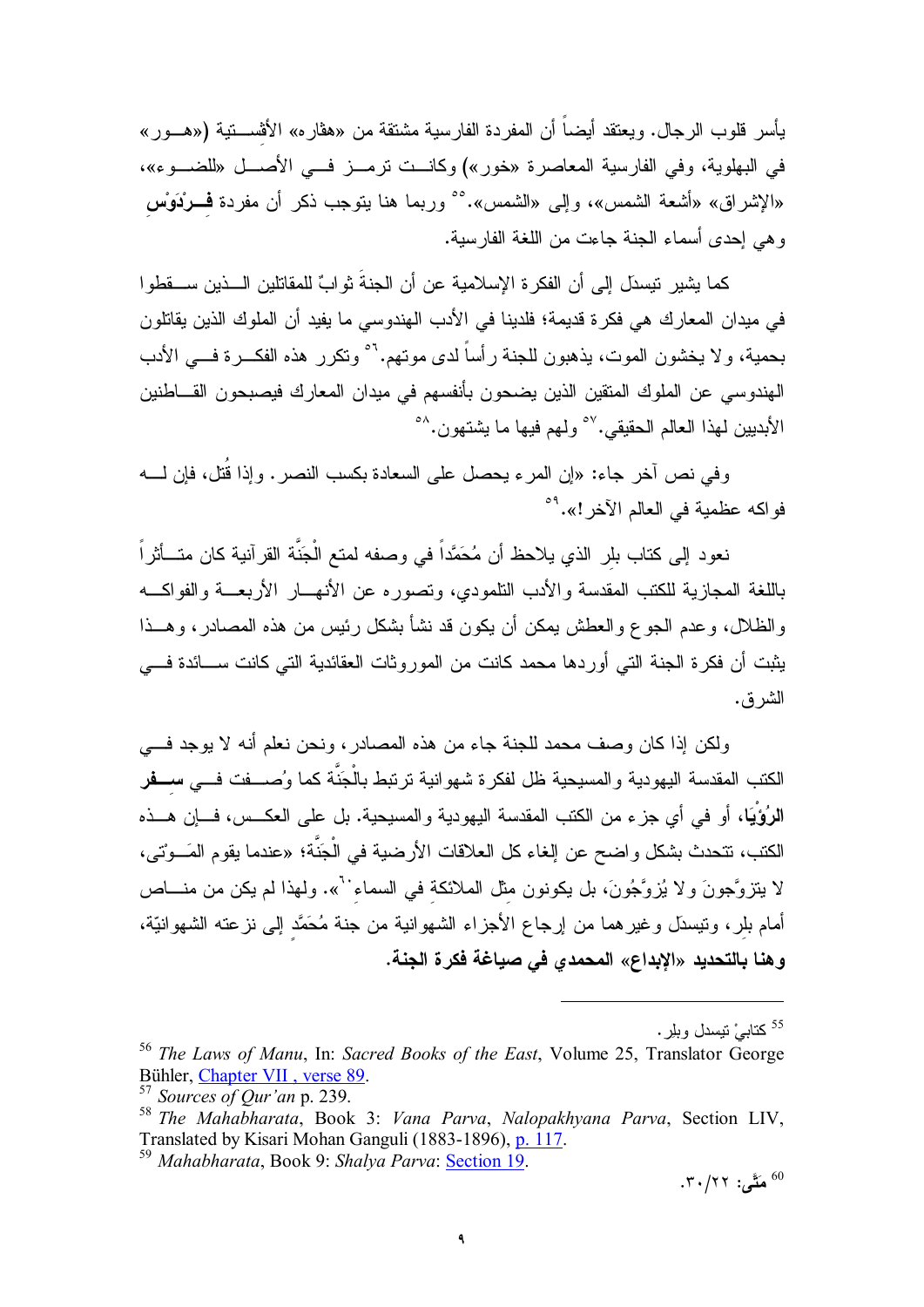يأسر قلوب الرجال. ويعتقد أيضاً أن المفردة الفارسية مشتقة من «هڤاره» الأڤستية («هور» في البهلوية، وفي الفارسية المعاصرة «خور») وكانت ترمز في الأصل «للضوء»، «الإشراق» «أشعة الشمس»، وإلى «الشمس».[55] وربما هنا يتوجب ذكر أن مفردة **فِرْدَوْس** وهي إحدى أسماء الجنة جاءت من اللغة الفارسية.

كما يشير تيسدل إلى أن الفكرة الإسلامية عن أن الجنةَ ثوابٌ للمقاتلين الذين سقطوا في ميدان المعارك هي فكرة قديمة؛ فلدينا في الأدب الهندوسي ما يفيد أن الملوك الذين يقاتلون بحمية، ولا يخشون الموت، يذهبون للجنة رأساً لدى موتهم.[56] وتكرر هذه الفكرة في الأدب الهندوسي عن الملوك المتقين الذين يضحون بأنفسهم في ميدان المعارك فيصبحون القاطنين الأبديين لهذا العالم الحقيقي.[57] ولهم فيها ما يشتهون.[58]

وفي نص آخر جاء: «إن المرء يحصل على السعادة بكسب النصر. وإذا قُتل، فإن له فواكه عظمية في العالم الآخر!».[59]

نعود إلى كتاب بلِر الذي يلاحظ أن مُحَمَّداً في وصفه لمتع الْجَنَّة القرآنية كان متأثراً باللغة المجازية للكتب المقدسة والأدب التلمودي، وتصوره عن الأنهار الأربعة والفواكه والظلال، وعدم الجوع والعطش يمكن أن يكون قد نشأ بشكل رئيس من هذه المصادر، وهذا يثبت أن فكرة الجنة التي أوردها محمد كانت من الموروثات العقائدية التي كانت سائدة في الشرق.

ولكن إذا كان وصف محمد للجنة جاء من هذه المصادر، ونحن نعلم أنه لا يوجد في الكتب المقدسة اليهودية والمسيحية ظل لفكرة شهوانية ترتبط بالْجَنَّة كما وُصِفت في **سِفر الرُؤْيَا**، أو في أي جزء من الكتب المقدسة اليهودية والمسيحية. بل على العكس، فإن هذه الكتب، تتحدث بشكل واضح عن إلغاء كل العلاقات الأرضية في الْجَنَّة؛ «عندما يقوم المَوتى، لا يتزوَّجونَ ولا يُزوَّجُونَ، بل يكونون مثل الملائكةِ في السماءِ[60]». ولهذا لم يكن من مناص أمام بلِر، وتيسدل وغيرهما من إرجاع الأجزاء الشهوانية من جنة مُحَمَّدٍ إلى نزعته الشهوانيّة، **وهنا بالتحديد «الإبداع» المحمدي في صياغة فكرة الجنة.**

---

[55] كتابيْ تيسدل وبلِر.

[56] *The Laws of Manu*, In: *Sacred Books of the East*, Volume 25, Translator George Bühler, Chapter VII , verse 89.

[57] *Sources of Qur'an* p. 239.

[58] *The Mahabharata*, Book 3: *Vana Parva*, *Nalopakhyana Parva*, Section LIV, Translated by Kisari Mohan Ganguli (1883-1896), p. 117.

[59] *Mahabharata*, Book 9: *Shalya Parva*: Section 19.

[60] **متَّى**: ٣٠/٢٢.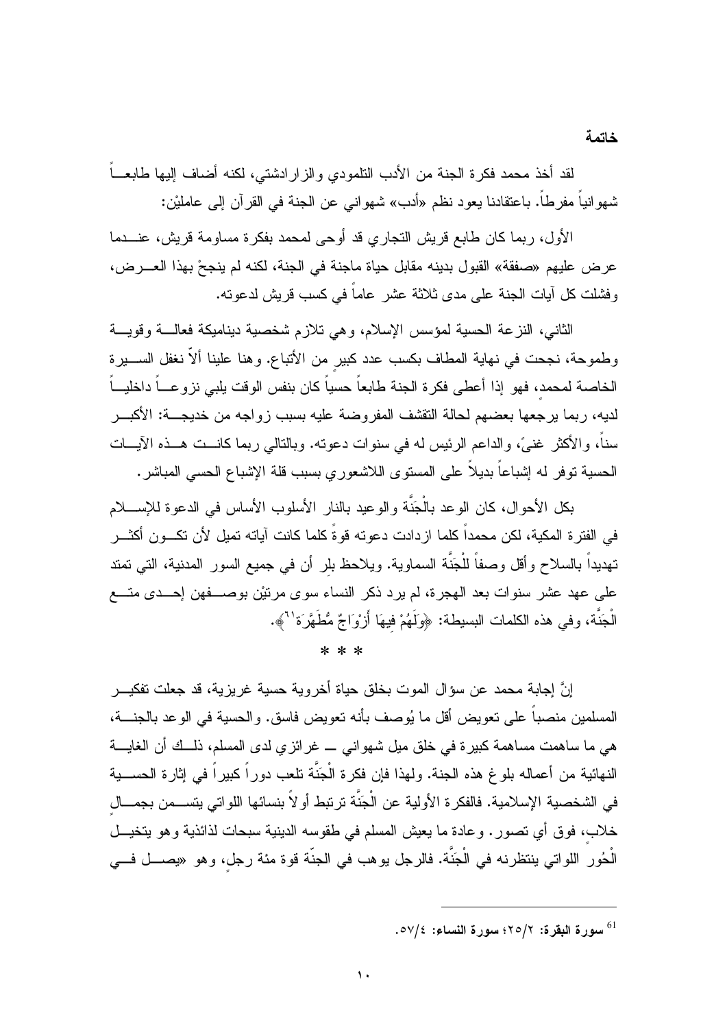**خاتمة**

لقد أخذ محمد فكرة الجنة من الأدب التلمودي والزارادشتي، لكنه أضاف إليها طابعاً شهوانياً مفرطاً. باعتقادنا يعود نظم «أدب» شهواني عن الجنة في القرآن إلى عاملَيْن:

الأول، ربما كان طابع قريش التجاري قد أوحى لمحمد بفكرة مساومة قريش، عندما عرض عليهم «صفقة» القبول بدينه مقابل حياة ماجنة في الجنة، لكنه لم ينجحْ بهذا العرض، وفشلت كل آيات الجنة على مدى ثلاثة عشر عاماً في كسب قريش لدعوته.

الثاني، النزعة الحسية لمؤسس الإسلام، وهي تلازم شخصية ديناميكة فعالة وقوية وطموحة، نجحت في نهاية المطاف بكسب عدد كبيرٍ من الأتباع. وهنا علينا ألاّ نغفل السيرة الخاصة لمحمد، فهو إذا أعطى فكرة الجنة طابعاً حسياً كان بنفس الوقت يلبي نزوعاً داخلياً لديه، ربما يرجعها بعضهم لحالة التقشف المفروضة عليه بسبب زواجه من خديجة: الأكبر سناً، والأكثر غنىً، والداعم الرئيس له في سنوات دعوته. وبالتالي ربما كانت هذه الآيات الحسية توفر له إشباعاً بديلاً على المستوى اللاشعوري بسبب قلة الإشباع الحسي المباشر.

بكل الأحوال، كان الوعد بالْجَنَّة والوعيد بالنار الأسلوب الأساس في الدعوة للإسلام في الفترة المكية، لكن محمداً كلما ازدادت دعوته قوةً كلما كانت آياته تميل لأن تكون أكثر تهديداً بالسلاح وأقل وصفاً للْجَنَّة السماوية. ويلاحظ بلر أن في جميع السور المدنية، التي تمتد على عهد عشر سنوات بعد الهجرة، لم يرد ذكر النساء سوى مرتيْن بوصفهن إحدى متع الْجَنَّة، وفي هذه الكلمات البسيطة: ﴿وَلَهُمْ فِيهَا أَزْوَاجٌ مُّطَهَّرَةٌ[61]﴾.

\* \* \*

إنَّ إجابة محمد عن سؤال الموت بخلق حياة أخروية حسية غريزية، قد جعلت تفكير المسلمين منصباً على تعويض أقل ما يُوصف بأنه تعويض فاسق. والحسية في الوعد بالجنة، هي ما ساهمت مساهمة كبيرة في خلق ميل شهواني ــ غرائزي لدى المسلم، ذلك أن الغاية النهائية من أعماله بلوغ هذه الجنة. ولهذا فإن فكرة الْجَنَّة تلعب دوراً كبيراً في إثارة الحسية في الشخصية الإسلامية. فالفكرة الأولية عن الْجَنَّة ترتبط أولاً بنسائها اللواتي يتسمن بجمالٍ خلاب، فوق أي تصور. وعادة ما يعيش المسلم في طقوسه الدينية سبحات لذائذية وهو يتخيل الْحُور اللواتي ينتظرنه في الْجَنَّة. فالرجل يوهب في الجنّة قوة مئة رجلٍ، وهو «يصل في

---

[61] سورة البقرة: ٢/٢٥؛ سورة النساء: ٤/٥٧.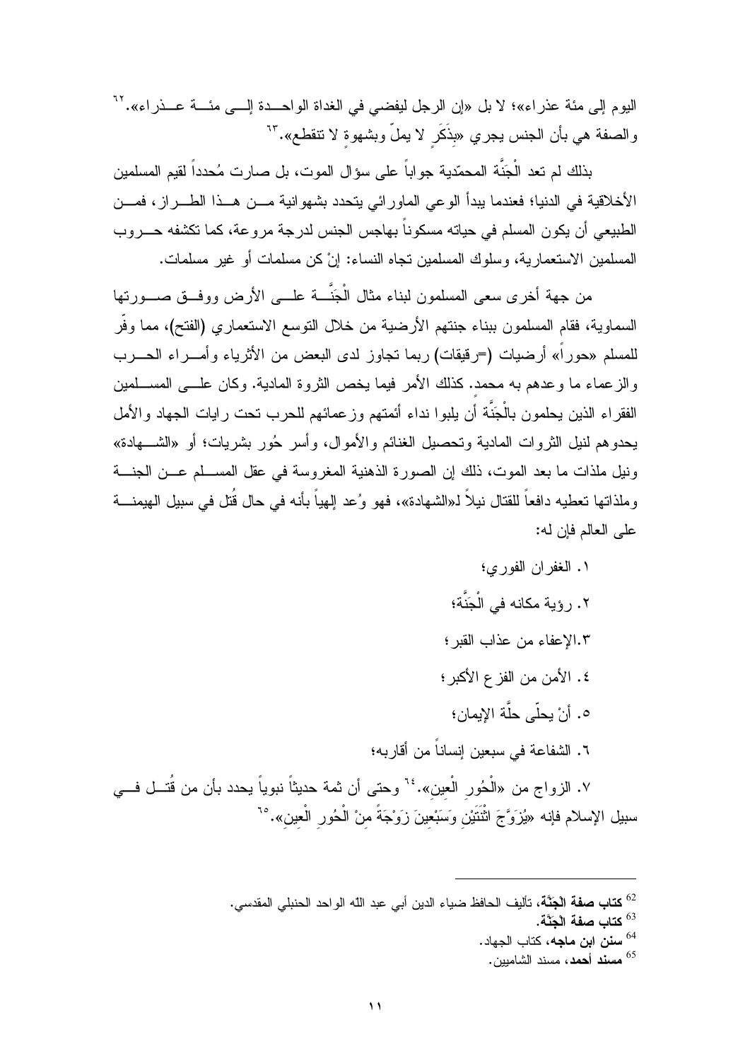اليوم إلى مئة عذراء»؛ لا بل «إن الرجل ليفضي في الغداة الواحدة إلى مئة عذراء».[62] والصفة هي بأن الجنس يجري «بذَكَرٍ لا يملّ وبشهوةٍ لا تنقطع».[63]

بذلك لم تعد الْجَنَّة المحمّدية جواباً على سؤال الموت، بل صارت مُحدداً لقيم المسلمين الأخلاقية في الدنيا؛ فعندما يبدأ الوعي الماورائي يتحدد بشهوانية من هذا الطراز، فمن الطبيعي أن يكون المسلم في حياته مسكوناً بهاجس الجنس لدرجة مروعة، كما تكشفه حروب المسلمين الاستعمارية، وسلوك المسلمين تجاه النساء: إنْ كن مسلمات أو غير مسلمات.

من جهة أخرى سعى المسلمون لبناء مثال الْجَنَّة على الأرض ووفق صورتها السماوية، فقام المسلمون ببناء جنتهم الأرضية من خلال التوسع الاستعماري (الفتح)، مما وفّر للمسلم «حوراً» أرضيات (=رقيقات) ربما تجاوز لدى البعض من الأثرياء وأمراء الحرب والزعماء ما وعدهم به محمد. كذلك الأمر فيما يخص الثروة المادية. وكان على المسلمين الفقراء الذين يحلمون بالْجَنَّة أن يلبوا نداء أئمتهم وزعمائهم للحرب تحت رايات الجهاد والأمل يحدوهم لنيل الثروات المادية وتحصيل الغنائم والأموال، وأسر حُور بشريات؛ أو «الشهادة» ونيل ملذات ما بعد الموت، ذلك إن الصورة الذهنية المغروسة في عقل المسلم عن الجنة وملذاتها تعطيه دافعاً للقتال نيلاً لـ«الشهادة»، فهو وُعد إلهياً بأنه في حال قُتل في سبيل الهيمنة على العالم فإن له:

١. الغفران الفوري؛

٢. رؤية مكانه في الْجَنَّة؛

٣.الإعفاء من عذاب القبر؛

٤. الأمن من الفزع الأكبر؛

٥. أنْ يحلّى حلَّة الإيمان؛

٦. الشفاعة في سبعين إنساناً من أقاربه؛

٧. الزواج من «الْحُورِ الْعِينِ».[64] وحتى أن ثمة حديثاً نبوياً يحدد بأن من قُتل في سبيل الإسلام فإنه «يُزَوَّجَ اثْنَتَيْنِ وَسَبْعِينَ زَوْجَةً مِنْ الْحُورِ الْعِينِ».[65]

---

[62] **كتاب صفة الْجَنَّة**، تأليف الحافظ ضياء الدين أبي عبد الله الواحد الحنبلي المقدسي.

[63] **كتاب صفة الْجَنَّة**.

[64] **سنن ابن ماجه**، كتاب الجهاد.

[65] **مسند أحمد**، مسند الشاميين.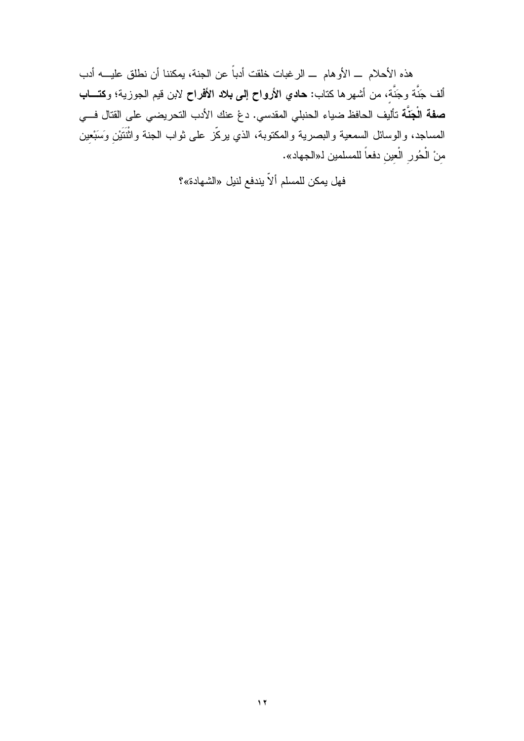هذه الأحلام ــ الأوهام ــ الرغبات خلقت أدباً عن الجنة، يمكننا أن نطلق عليه أدب ألف جَنَّة وجَنَّة، من أشهرها كتاب: **حادي الأرواح إلى بلاد الأفراح** لابن قيم الجوزية؛ **وكتاب صفة الْجَنَّة** تأليف الحافظ ضياء الحنبلي المقدسي. دعْ عنك الأدب التحريضي على القتال في المساجد، والوسائل السمعية والبصرية والمكتوبة، الذي يركّز على ثواب الجنة واثْنَتَيْنِ وَسَبْعِين مِنْ الْحُورِ الْعِينِ دفعاً للمسلمين لـ«الجهاد».

فهل يمكن للمسلم ألاّ يندفع لنيل «الشهادة»؟